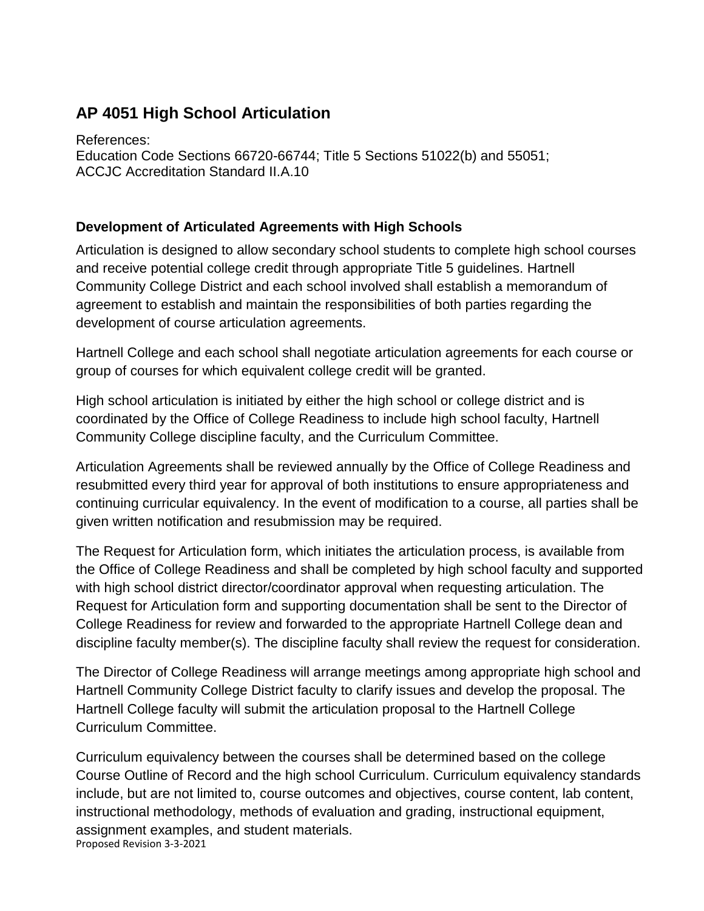# AP 4051 High School Articulation

References:
Education Code Sections 66720-66744; Title 5 Sections 51022(b) and 55051; ACCJC Accreditation Standard II.A.10

### Development of Articulated Agreements with High Schools

Articulation is designed to allow secondary school students to complete high school courses and receive potential college credit through appropriate Title 5 guidelines. Hartnell Community College District and each school involved shall establish a memorandum of agreement to establish and maintain the responsibilities of both parties regarding the development of course articulation agreements.

Hartnell College and each school shall negotiate articulation agreements for each course or group of courses for which equivalent college credit will be granted.

High school articulation is initiated by either the high school or college district and is coordinated by the Office of College Readiness to include high school faculty, Hartnell Community College discipline faculty, and the Curriculum Committee.

Articulation Agreements shall be reviewed annually by the Office of College Readiness and resubmitted every third year for approval of both institutions to ensure appropriateness and continuing curricular equivalency. In the event of modification to a course, all parties shall be given written notification and resubmission may be required.

The Request for Articulation form, which initiates the articulation process, is available from the Office of College Readiness and shall be completed by high school faculty and supported with high school district director/coordinator approval when requesting articulation. The Request for Articulation form and supporting documentation shall be sent to the Director of College Readiness for review and forwarded to the appropriate Hartnell College dean and discipline faculty member(s). The discipline faculty shall review the request for consideration.

The Director of College Readiness will arrange meetings among appropriate high school and Hartnell Community College District faculty to clarify issues and develop the proposal. The Hartnell College faculty will submit the articulation proposal to the Hartnell College Curriculum Committee.

Curriculum equivalency between the courses shall be determined based on the college Course Outline of Record and the high school Curriculum. Curriculum equivalency standards include, but are not limited to, course outcomes and objectives, course content, lab content, instructional methodology, methods of evaluation and grading, instructional equipment, assignment examples, and student materials.

Proposed Revision 3-3-2021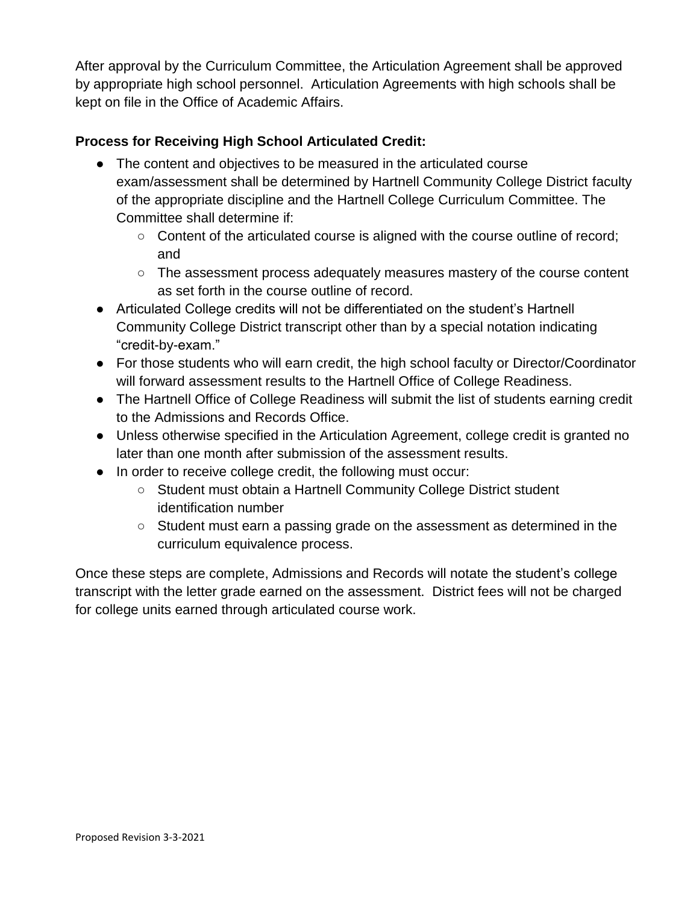After approval by the Curriculum Committee, the Articulation Agreement shall be approved by appropriate high school personnel. Articulation Agreements with high schools shall be kept on file in the Office of Academic Affairs.

**Process for Receiving High School Articulated Credit:**

- The content and objectives to be measured in the articulated course exam/assessment shall be determined by Hartnell Community College District faculty of the appropriate discipline and the Hartnell College Curriculum Committee. The Committee shall determine if:
  - Content of the articulated course is aligned with the course outline of record; and
  - The assessment process adequately measures mastery of the course content as set forth in the course outline of record.
- Articulated College credits will not be differentiated on the student's Hartnell Community College District transcript other than by a special notation indicating "credit-by-exam."
- For those students who will earn credit, the high school faculty or Director/Coordinator will forward assessment results to the Hartnell Office of College Readiness.
- The Hartnell Office of College Readiness will submit the list of students earning credit to the Admissions and Records Office.
- Unless otherwise specified in the Articulation Agreement, college credit is granted no later than one month after submission of the assessment results.
- In order to receive college credit, the following must occur:
  - Student must obtain a Hartnell Community College District student identification number
  - Student must earn a passing grade on the assessment as determined in the curriculum equivalence process.

Once these steps are complete, Admissions and Records will notate the student's college transcript with the letter grade earned on the assessment. District fees will not be charged for college units earned through articulated course work.

Proposed Revision 3-3-2021